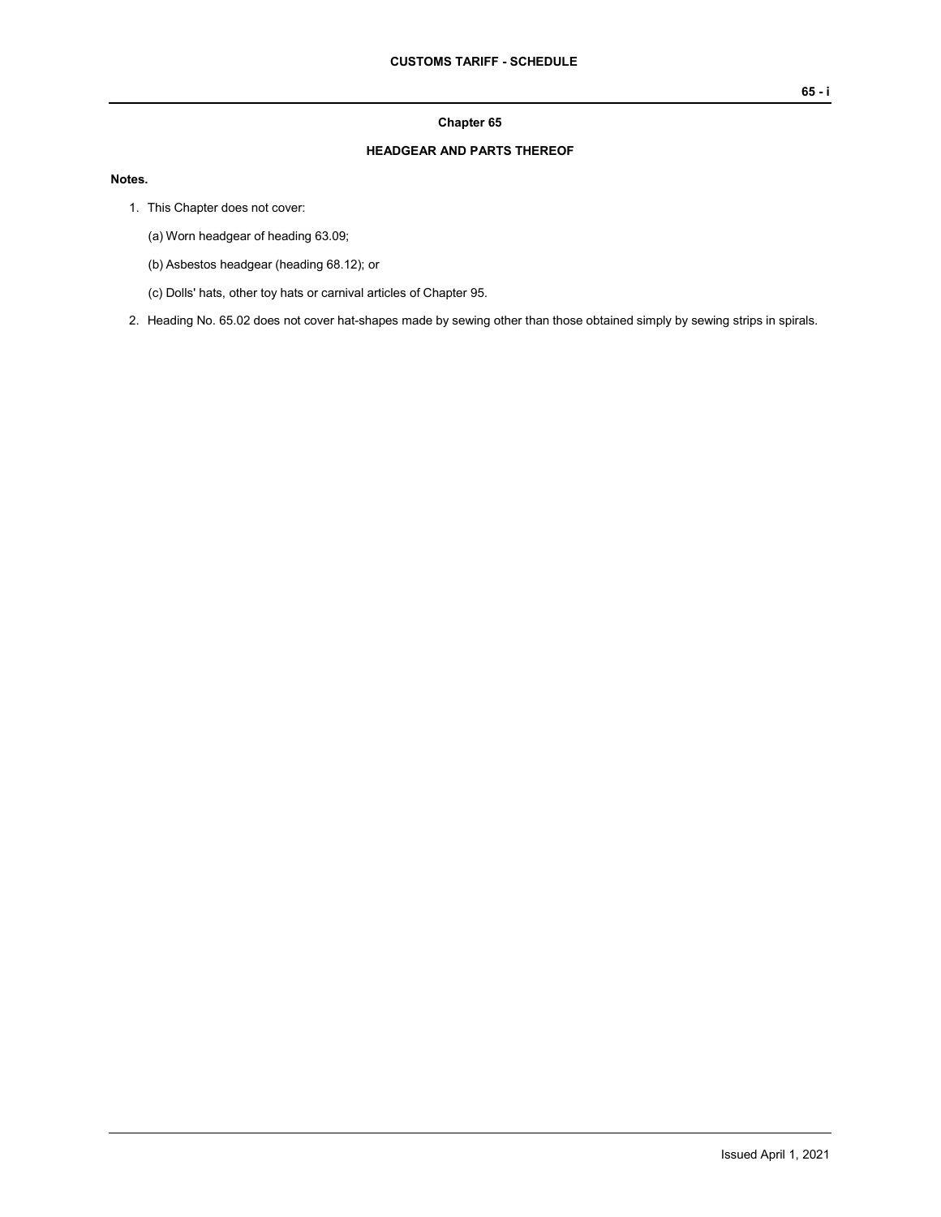# Chapter 65

## HEADGEAR AND PARTS THEREOF

**Notes.**

1. This Chapter does not cover:

   (a) Worn headgear of heading 63.09;

   (b) Asbestos headgear (heading 68.12); or

   (c) Dolls' hats, other toy hats or carnival articles of Chapter 95.

2. Heading No. 65.02 does not cover hat-shapes made by sewing other than those obtained simply by sewing strips in spirals.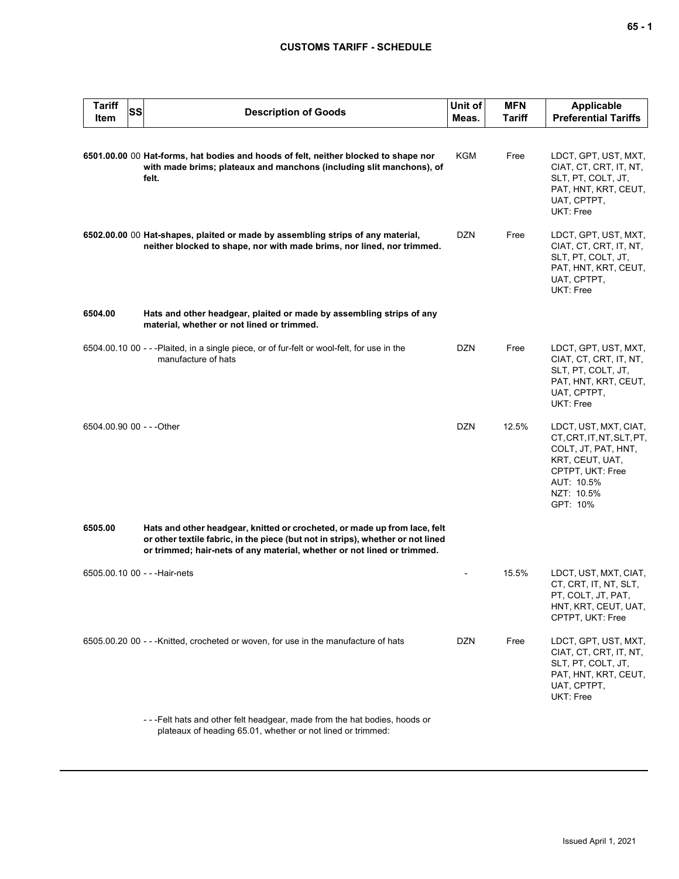## CUSTOMS TARIFF - SCHEDULE

| Tariff Item | SS | Description of Goods | Unit of Meas. | MFN Tariff | Applicable Preferential Tariffs |
|---|---|---|---|---|---|
| **6501.00.00** | 00 | **Hat-forms, hat bodies and hoods of felt, neither blocked to shape nor with made brims; plateaux and manchons (including slit manchons), of felt.** | KGM | Free | LDCT, GPT, UST, MXT, CIAT, CT, CRT, IT, NT, SLT, PT, COLT, JT, PAT, HNT, KRT, CEUT, UAT, CPTPT, UKT: Free |
| **6502.00.00** | 00 | **Hat-shapes, plaited or made by assembling strips of any material, neither blocked to shape, nor with made brims, nor lined, nor trimmed.** | DZN | Free | LDCT, GPT, UST, MXT, CIAT, CT, CRT, IT, NT, SLT, PT, COLT, JT, PAT, HNT, KRT, CEUT, UAT, CPTPT, UKT: Free |
| **6504.00** | | **Hats and other headgear, plaited or made by assembling strips of any material, whether or not lined or trimmed.** | | | |
| 6504.00.10 | 00 | - - -Plaited, in a single piece, or of fur-felt or wool-felt, for use in the manufacture of hats | DZN | Free | LDCT, GPT, UST, MXT, CIAT, CT, CRT, IT, NT, SLT, PT, COLT, JT, PAT, HNT, KRT, CEUT, UAT, CPTPT, UKT: Free |
| 6504.00.90 | 00 | - - -Other | DZN | 12.5% | LDCT, UST, MXT, CIAT, CT, CRT, IT, NT, SLT, PT, COLT, JT, PAT, HNT, KRT, CEUT, UAT, CPTPT, UKT: Free<br>AUT: 10.5%<br>NZT: 10.5%<br>GPT: 10% |
| **6505.00** | | **Hats and other headgear, knitted or crocheted, or made up from lace, felt or other textile fabric, in the piece (but not in strips), whether or not lined or trimmed; hair-nets of any material, whether or not lined or trimmed.** | | | |
| 6505.00.10 | 00 | - - -Hair-nets | - | 15.5% | LDCT, UST, MXT, CIAT, CT, CRT, IT, NT, SLT, PT, COLT, JT, PAT, HNT, KRT, CEUT, UAT, CPTPT, UKT: Free |
| 6505.00.20 | 00 | - - -Knitted, crocheted or woven, for use in the manufacture of hats | DZN | Free | LDCT, GPT, UST, MXT, CIAT, CT, CRT, IT, NT, SLT, PT, COLT, JT, PAT, HNT, KRT, CEUT, UAT, CPTPT, UKT: Free |
| | | - - -Felt hats and other felt headgear, made from the hat bodies, hoods or plateaux of heading 65.01, whether or not lined or trimmed: | | | |

Issued April 1, 2021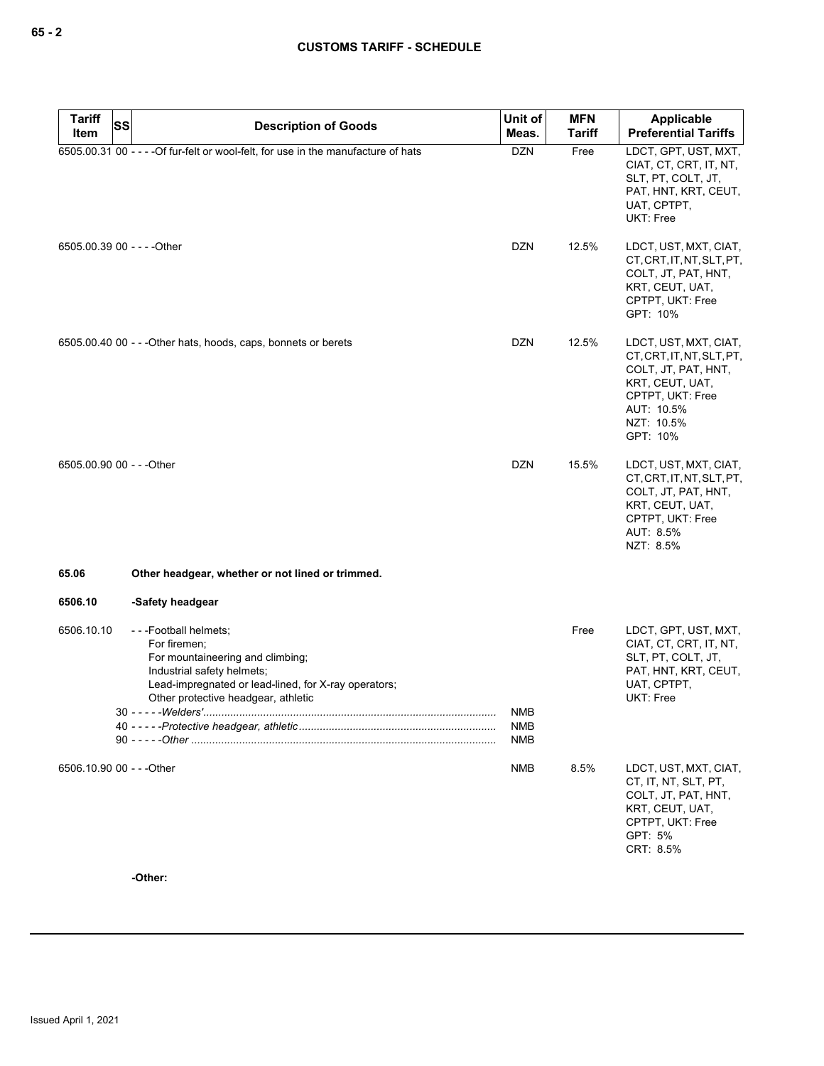| Tariff Item | SS | Description of Goods | Unit of Meas. | MFN Tariff | Applicable Preferential Tariffs |
|---|---|---|---|---|---|
| 6505.00.31 00 | | - - - -Of fur-felt or wool-felt, for use in the manufacture of hats | DZN | Free | LDCT, GPT, UST, MXT, CIAT, CT, CRT, IT, NT, SLT, PT, COLT, JT, PAT, HNT, KRT, CEUT, UAT, CPTPT, UKT: Free |
| 6505.00.39 00 | | - - - -Other | DZN | 12.5% | LDCT, UST, MXT, CIAT, CT, CRT, IT, NT, SLT, PT, COLT, JT, PAT, HNT, KRT, CEUT, UAT, CPTPT, UKT: Free GPT: 10% |
| 6505.00.40 00 | | - - -Other hats, hoods, caps, bonnets or berets | DZN | 12.5% | LDCT, UST, MXT, CIAT, CT, CRT, IT, NT, SLT, PT, COLT, JT, PAT, HNT, KRT, CEUT, UAT, CPTPT, UKT: Free AUT: 10.5% NZT: 10.5% GPT: 10% |
| 6505.00.90 00 | | - - -Other | DZN | 15.5% | LDCT, UST, MXT, CIAT, CT, CRT, IT, NT, SLT, PT, COLT, JT, PAT, HNT, KRT, CEUT, UAT, CPTPT, UKT: Free AUT: 8.5% NZT: 8.5% |
| **65.06** | | **Other headgear, whether or not lined or trimmed.** | | | |
| **6506.10** | | **-Safety headgear** | | | |
| 6506.10.10 | | - - -Football helmets; For firemen; For mountaineering and climbing; Industrial safety helmets; Lead-impregnated or lead-lined, for X-ray operators; Other protective headgear, athletic | | Free | LDCT, GPT, UST, MXT, CIAT, CT, CRT, IT, NT, SLT, PT, COLT, JT, PAT, HNT, KRT, CEUT, UAT, CPTPT, UKT: Free |
| | | 30 - - - - -*Welders'* | NMB | | |
| | | 40 - - - - -*Protective headgear, athletic* | NMB | | |
| | | 90 - - - - -*Other* | NMB | | |
| 6506.10.90 00 | | - - -Other | NMB | 8.5% | LDCT, UST, MXT, CIAT, CT, IT, NT, SLT, PT, COLT, JT, PAT, HNT, KRT, CEUT, UAT, CPTPT, UKT: Free GPT: 5% CRT: 8.5% |
| | | **-Other:** | | | |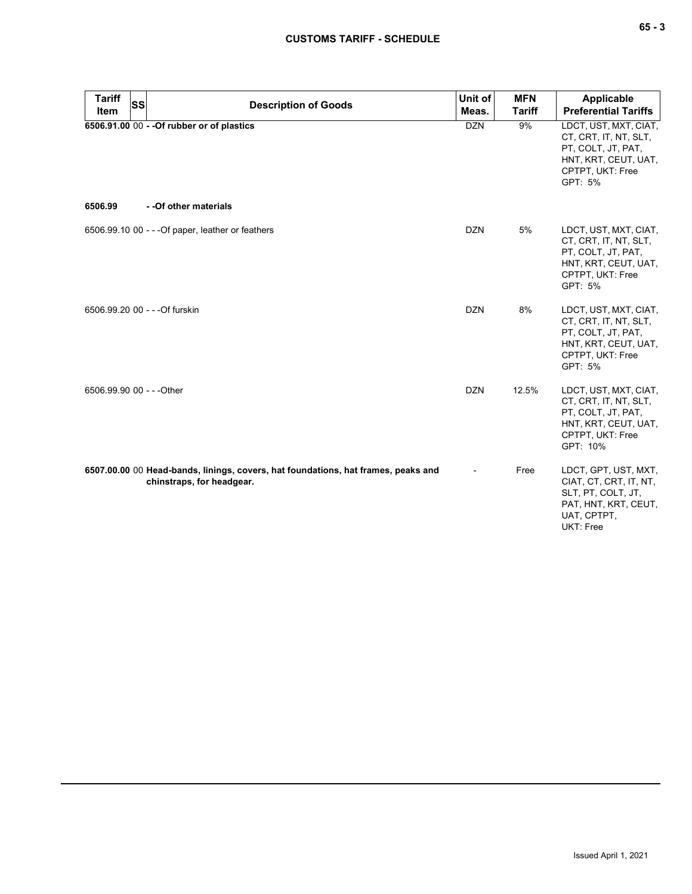| Tariff Item | SS | Description of Goods | Unit of Meas. | MFN Tariff | Applicable Preferential Tariffs |
|---|---|---|---|---|---|
| **6506.91.00** | 00 | **- -Of rubber or of plastics** | DZN | 9% | LDCT, UST, MXT, CIAT, CT, CRT, IT, NT, SLT, PT, COLT, JT, PAT, HNT, KRT, CEUT, UAT, CPTPT, UKT: Free<br>GPT: 5% |
| **6506.99** | | **- -Of other materials** | | | |
| 6506.99.10 | 00 | - - -Of paper, leather or feathers | DZN | 5% | LDCT, UST, MXT, CIAT, CT, CRT, IT, NT, SLT, PT, COLT, JT, PAT, HNT, KRT, CEUT, UAT, CPTPT, UKT: Free<br>GPT: 5% |
| 6506.99.20 | 00 | - - -Of furskin | DZN | 8% | LDCT, UST, MXT, CIAT, CT, CRT, IT, NT, SLT, PT, COLT, JT, PAT, HNT, KRT, CEUT, UAT, CPTPT, UKT: Free<br>GPT: 5% |
| 6506.99.90 | 00 | - - -Other | DZN | 12.5% | LDCT, UST, MXT, CIAT, CT, CRT, IT, NT, SLT, PT, COLT, JT, PAT, HNT, KRT, CEUT, UAT, CPTPT, UKT: Free<br>GPT: 10% |
| **6507.00.00** | 00 | **Head-bands, linings, covers, hat foundations, hat frames, peaks and chinstraps, for headgear.** | - | Free | LDCT, GPT, UST, MXT, CIAT, CT, CRT, IT, NT, SLT, PT, COLT, JT, PAT, HNT, KRT, CEUT, UAT, CPTPT, UKT: Free |